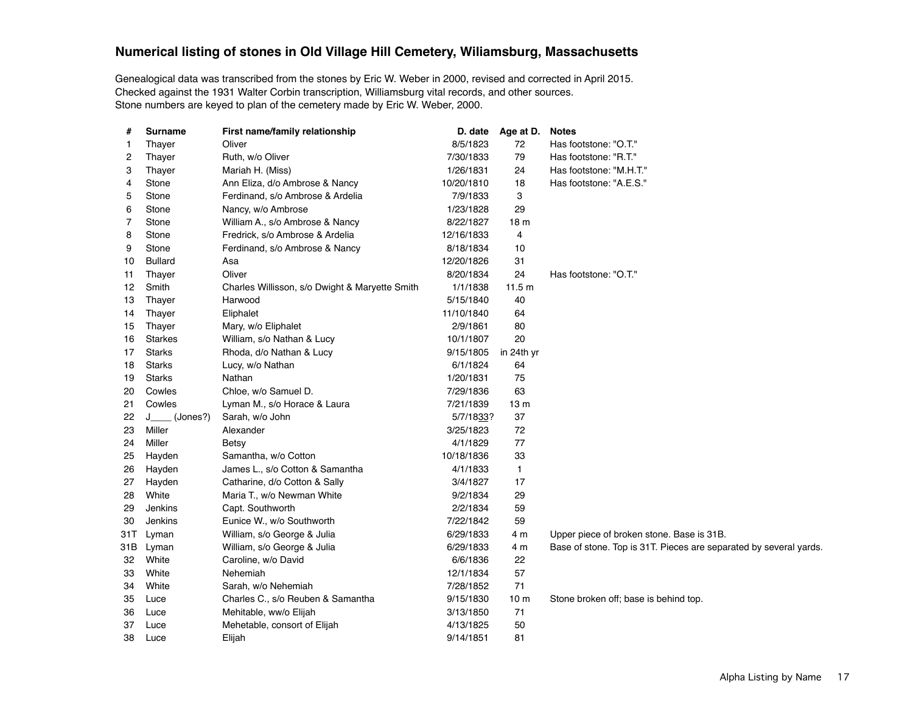## Numerical listing of stones in Old Village Hill Cemetery, Wiliamsburg, Massachusetts

Genealogical data was transcribed from the stones by Eric W. Weber in 2000, revised and corrected in April 2015.
Checked against the 1931 Walter Corbin transcription, Williamsburg vital records, and other sources.
Stone numbers are keyed to plan of the cemetery made by Eric W. Weber, 2000.

| # | Surname | First name/family relationship | D. date | Age at D. | Notes |
|---|---|---|---|---|---|
| 1 | Thayer | Oliver | 8/5/1823 | 72 | Has footstone: "O.T." |
| 2 | Thayer | Ruth, w/o Oliver | 7/30/1833 | 79 | Has footstone: "R.T." |
| 3 | Thayer | Mariah H. (Miss) | 1/26/1831 | 24 | Has footstone: "M.H.T." |
| 4 | Stone | Ann Eliza, d/o Ambrose & Nancy | 10/20/1810 | 18 | Has footstone: "A.E.S." |
| 5 | Stone | Ferdinand, s/o Ambrose & Ardelia | 7/9/1833 | 3 | |
| 6 | Stone | Nancy, w/o Ambrose | 1/23/1828 | 29 | |
| 7 | Stone | William A., s/o Ambrose & Nancy | 8/22/1827 | 18 m | |
| 8 | Stone | Fredrick, s/o Ambrose & Ardelia | 12/16/1833 | 4 | |
| 9 | Stone | Ferdinand, s/o Ambrose & Nancy | 8/18/1834 | 10 | |
| 10 | Bullard | Asa | 12/20/1826 | 31 | |
| 11 | Thayer | Oliver | 8/20/1834 | 24 | Has footstone: "O.T." |
| 12 | Smith | Charles Willisson, s/o Dwight & Maryette Smith | 1/1/1838 | 11.5 m | |
| 13 | Thayer | Harwood | 5/15/1840 | 40 | |
| 14 | Thayer | Eliphalet | 11/10/1840 | 64 | |
| 15 | Thayer | Mary, w/o Eliphalet | 2/9/1861 | 80 | |
| 16 | Starkes | William, s/o Nathan & Lucy | 10/1/1807 | 20 | |
| 17 | Starks | Rhoda, d/o Nathan & Lucy | 9/15/1805 | in 24th yr | |
| 18 | Starks | Lucy, w/o Nathan | 6/1/1824 | 64 | |
| 19 | Starks | Nathan | 1/20/1831 | 75 | |
| 20 | Cowles | Chloe, w/o Samuel D. | 7/29/1836 | 63 | |
| 21 | Cowles | Lyman M., s/o Horace & Laura | 7/21/1839 | 13 m | |
| 22 | J____ (Jones?) | Sarah, w/o John | 5/7/1833? | 37 | |
| 23 | Miller | Alexander | 3/25/1823 | 72 | |
| 24 | Miller | Betsy | 4/1/1829 | 77 | |
| 25 | Hayden | Samantha, w/o Cotton | 10/18/1836 | 33 | |
| 26 | Hayden | James L., s/o Cotton & Samantha | 4/1/1833 | 1 | |
| 27 | Hayden | Catharine, d/o Cotton & Sally | 3/4/1827 | 17 | |
| 28 | White | Maria T., w/o Newman White | 9/2/1834 | 29 | |
| 29 | Jenkins | Capt. Southworth | 2/2/1834 | 59 | |
| 30 | Jenkins | Eunice W., w/o Southworth | 7/22/1842 | 59 | |
| 31T | Lyman | William, s/o George & Julia | 6/29/1833 | 4 m | Upper piece of broken stone. Base is 31B. |
| 31B | Lyman | William, s/o George & Julia | 6/29/1833 | 4 m | Base of stone. Top is 31T. Pieces are separated by several yards. |
| 32 | White | Caroline, w/o David | 6/6/1836 | 22 | |
| 33 | White | Nehemiah | 12/1/1834 | 57 | |
| 34 | White | Sarah, w/o Nehemiah | 7/28/1852 | 71 | |
| 35 | Luce | Charles C., s/o Reuben & Samantha | 9/15/1830 | 10 m | Stone broken off; base is behind top. |
| 36 | Luce | Mehitable, ww/o Elijah | 3/13/1850 | 71 | |
| 37 | Luce | Mehetable, consort of Elijah | 4/13/1825 | 50 | |
| 38 | Luce | Elijah | 9/14/1851 | 81 | |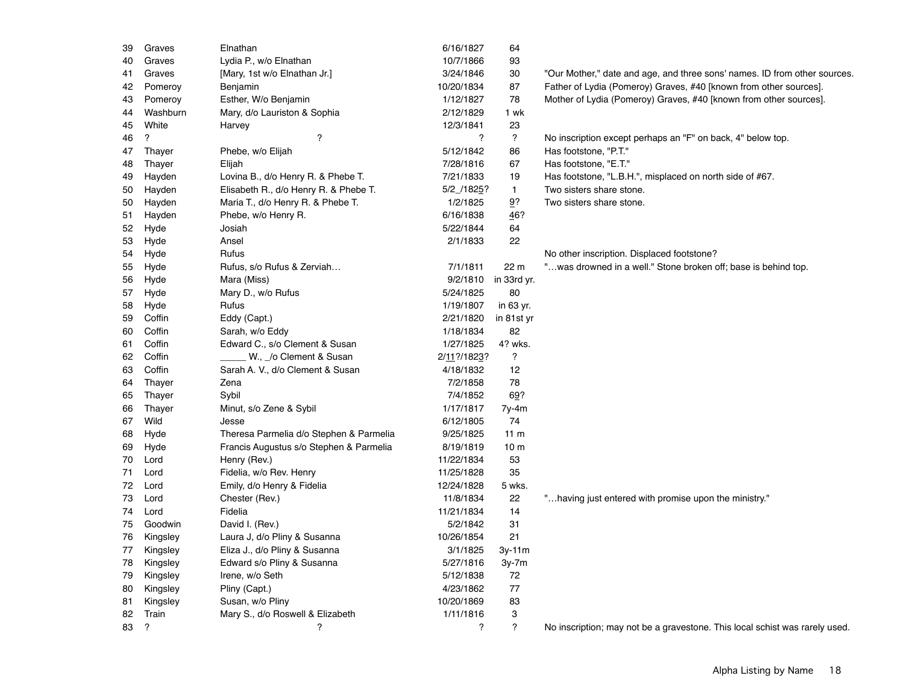| | | | | | |
|---|---|---|---|---|---|
| 39 | Graves | Elnathan | 6/16/1827 | 64 | |
| 40 | Graves | Lydia P., w/o Elnathan | 10/7/1866 | 93 | |
| 41 | Graves | [Mary, 1st w/o Elnathan Jr.] | 3/24/1846 | 30 | "Our Mother," date and age, and three sons' names. ID from other sources. |
| 42 | Pomeroy | Benjamin | 10/20/1834 | 87 | Father of Lydia (Pomeroy) Graves, #40 [known from other sources]. |
| 43 | Pomeroy | Esther, W/o Benjamin | 1/12/1827 | 78 | Mother of Lydia (Pomeroy) Graves, #40 [known from other sources]. |
| 44 | Washburn | Mary, d/o Lauriston & Sophia | 2/12/1829 | 1 wk | |
| 45 | White | Harvey | 12/3/1841 | 23 | |
| 46 | ? | ? | ? | ? | No inscription except perhaps an "F" on back, 4" below top. |
| 47 | Thayer | Phebe, w/o Elijah | 5/12/1842 | 86 | Has footstone, "P.T." |
| 48 | Thayer | Elijah | 7/28/1816 | 67 | Has footstone, "E.T." |
| 49 | Hayden | Lovina B., d/o Henry R. & Phebe T. | 7/21/1833 | 19 | Has footstone, "L.B.H.", misplaced on north side of #67. |
| 50 | Hayden | Elisabeth R., d/o Henry R. & Phebe T. | 5/2_/1825? | 1 | Two sisters share stone. |
| 50 | Hayden | Maria T., d/o Henry R. & Phebe T. | 1/2/1825 | 9? | Two sisters share stone. |
| 51 | Hayden | Phebe, w/o Henry R. | 6/16/1838 | 46? | |
| 52 | Hyde | Josiah | 5/22/1844 | 64 | |
| 53 | Hyde | Ansel | 2/1/1833 | 22 | |
| 54 | Hyde | Rufus | | | No other inscription. Displaced footstone? |
| 55 | Hyde | Rufus, s/o Rufus & Zerviah… | 7/1/1811 | 22 m | "…was drowned in a well." Stone broken off; base is behind top. |
| 56 | Hyde | Mara (Miss) | 9/2/1810 | in 33rd yr. | |
| 57 | Hyde | Mary D., w/o Rufus | 5/24/1825 | 80 | |
| 58 | Hyde | Rufus | 1/19/1807 | in 63 yr. | |
| 59 | Coffin | Eddy (Capt.) | 2/21/1820 | in 81st yr | |
| 60 | Coffin | Sarah, w/o Eddy | 1/18/1834 | 82 | |
| 61 | Coffin | Edward C., s/o Clement & Susan | 1/27/1825 | 4? wks. | |
| 62 | Coffin | _____ W., _/o Clement & Susan | 2/11?/1823? | ? | |
| 63 | Coffin | Sarah A. V., d/o Clement & Susan | 4/18/1832 | 12 | |
| 64 | Thayer | Zena | 7/2/1858 | 78 | |
| 65 | Thayer | Sybil | 7/4/1852 | 69? | |
| 66 | Thayer | Minut, s/o Zene & Sybil | 1/17/1817 | 7y-4m | |
| 67 | Wild | Jesse | 6/12/1805 | 74 | |
| 68 | Hyde | Theresa Parmelia d/o Stephen & Parmelia | 9/25/1825 | 11 m | |
| 69 | Hyde | Francis Augustus s/o Stephen & Parmelia | 8/19/1819 | 10 m | |
| 70 | Lord | Henry (Rev.) | 11/22/1834 | 53 | |
| 71 | Lord | Fidelia, w/o Rev. Henry | 11/25/1828 | 35 | |
| 72 | Lord | Emily, d/o Henry & Fidelia | 12/24/1828 | 5 wks. | |
| 73 | Lord | Chester (Rev.) | 11/8/1834 | 22 | "…having just entered with promise upon the ministry." |
| 74 | Lord | Fidelia | 11/21/1834 | 14 | |
| 75 | Goodwin | David I. (Rev.) | 5/2/1842 | 31 | |
| 76 | Kingsley | Laura J, d/o Pliny & Susanna | 10/26/1854 | 21 | |
| 77 | Kingsley | Eliza J., d/o Pliny & Susanna | 3/1/1825 | 3y-11m | |
| 78 | Kingsley | Edward s/o Pliny & Susanna | 5/27/1816 | 3y-7m | |
| 79 | Kingsley | Irene, w/o Seth | 5/12/1838 | 72 | |
| 80 | Kingsley | Pliny (Capt.) | 4/23/1862 | 77 | |
| 81 | Kingsley | Susan, w/o Pliny | 10/20/1869 | 83 | |
| 82 | Train | Mary S., d/o Roswell & Elizabeth | 1/11/1816 | 3 | |
| 83 | ? | ? | ? | ? | No inscription; may not be a gravestone. This local schist was rarely used. |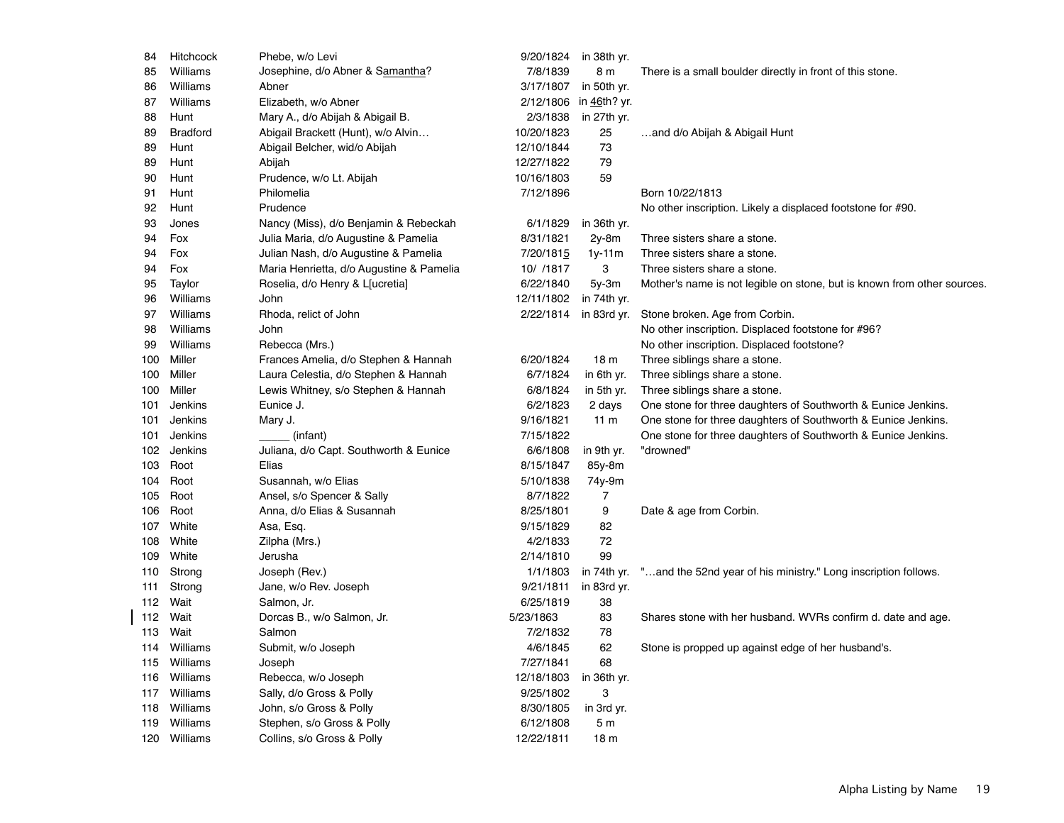| # | Surname | Name | Date | Age | Notes |
|---|---|---|---|---|---|
| 84 | Hitchcock | Phebe, w/o Levi | 9/20/1824 | in 38th yr. | |
| 85 | Williams | Josephine, d/o Abner & Samantha? | 7/8/1839 | 8 m | There is a small boulder directly in front of this stone. |
| 86 | Williams | Abner | 3/17/1807 | in 50th yr. | |
| 87 | Williams | Elizabeth, w/o Abner | 2/12/1806 | in 46th? yr. | |
| 88 | Hunt | Mary A., d/o Abijah & Abigail B. | 2/3/1838 | in 27th yr. | |
| 89 | Bradford | Abigail Brackett (Hunt), w/o Alvin… | 10/20/1823 | 25 | …and d/o Abijah & Abigail Hunt |
| 89 | Hunt | Abigail Belcher, wid/o Abijah | 12/10/1844 | 73 | |
| 89 | Hunt | Abijah | 12/27/1822 | 79 | |
| 90 | Hunt | Prudence, w/o Lt. Abijah | 10/16/1803 | 59 | |
| 91 | Hunt | Philomelia | 7/12/1896 | | Born 10/22/1813 |
| 92 | Hunt | Prudence | | | No other inscription. Likely a displaced footstone for #90. |
| 93 | Jones | Nancy (Miss), d/o Benjamin & Rebeckah | 6/1/1829 | in 36th yr. | |
| 94 | Fox | Julia Maria, d/o Augustine & Pamelia | 8/31/1821 | 2y-8m | Three sisters share a stone. |
| 94 | Fox | Julian Nash, d/o Augustine & Pamelia | 7/20/1815 | 1y-11m | Three sisters share a stone. |
| 94 | Fox | Maria Henrietta, d/o Augustine & Pamelia | 10/ /1817 | 3 | Three sisters share a stone. |
| 95 | Taylor | Roselia, d/o Henry & L[ucretia] | 6/22/1840 | 5y-3m | Mother's name is not legible on stone, but is known from other sources. |
| 96 | Williams | John | 12/11/1802 | in 74th yr. | |
| 97 | Williams | Rhoda, relict of John | 2/22/1814 | in 83rd yr. | Stone broken. Age from Corbin. |
| 98 | Williams | John | | | No other inscription. Displaced footstone for #96? |
| 99 | Williams | Rebecca (Mrs.) | | | No other inscription. Displaced footstone? |
| 100 | Miller | Frances Amelia, d/o Stephen & Hannah | 6/20/1824 | 18 m | Three siblings share a stone. |
| 100 | Miller | Laura Celestia, d/o Stephen & Hannah | 6/7/1824 | in 6th yr. | Three siblings share a stone. |
| 100 | Miller | Lewis Whitney, s/o Stephen & Hannah | 6/8/1824 | in 5th yr. | Three siblings share a stone. |
| 101 | Jenkins | Eunice J. | 6/2/1823 | 2 days | One stone for three daughters of Southworth & Eunice Jenkins. |
| 101 | Jenkins | Mary J. | 9/16/1821 | 11 m | One stone for three daughters of Southworth & Eunice Jenkins. |
| 101 | Jenkins | _____ (infant) | 7/15/1822 | | One stone for three daughters of Southworth & Eunice Jenkins. |
| 102 | Jenkins | Juliana, d/o Capt. Southworth & Eunice | 6/6/1808 | in 9th yr. | "drowned" |
| 103 | Root | Elias | 8/15/1847 | 85y-8m | |
| 104 | Root | Susannah, w/o Elias | 5/10/1838 | 74y-9m | |
| 105 | Root | Ansel, s/o Spencer & Sally | 8/7/1822 | 7 | |
| 106 | Root | Anna, d/o Elias & Susannah | 8/25/1801 | 9 | Date & age from Corbin. |
| 107 | White | Asa, Esq. | 9/15/1829 | 82 | |
| 108 | White | Zilpha (Mrs.) | 4/2/1833 | 72 | |
| 109 | White | Jerusha | 2/14/1810 | 99 | |
| 110 | Strong | Joseph (Rev.) | 1/1/1803 | in 74th yr. | "…and the 52nd year of his ministry." Long inscription follows. |
| 111 | Strong | Jane, w/o Rev. Joseph | 9/21/1811 | in 83rd yr. | |
| 112 | Wait | Salmon, Jr. | 6/25/1819 | 38 | |
| 112 | Wait | Dorcas B., w/o Salmon, Jr. | 5/23/1863 | 83 | Shares stone with her husband. WVRs confirm d. date and age. |
| 113 | Wait | Salmon | 7/2/1832 | 78 | |
| 114 | Williams | Submit, w/o Joseph | 4/6/1845 | 62 | Stone is propped up against edge of her husband's. |
| 115 | Williams | Joseph | 7/27/1841 | 68 | |
| 116 | Williams | Rebecca, w/o Joseph | 12/18/1803 | in 36th yr. | |
| 117 | Williams | Sally, d/o Gross & Polly | 9/25/1802 | 3 | |
| 118 | Williams | John, s/o Gross & Polly | 8/30/1805 | in 3rd yr. | |
| 119 | Williams | Stephen, s/o Gross & Polly | 6/12/1808 | 5 m | |
| 120 | Williams | Collins, s/o Gross & Polly | 12/22/1811 | 18 m | |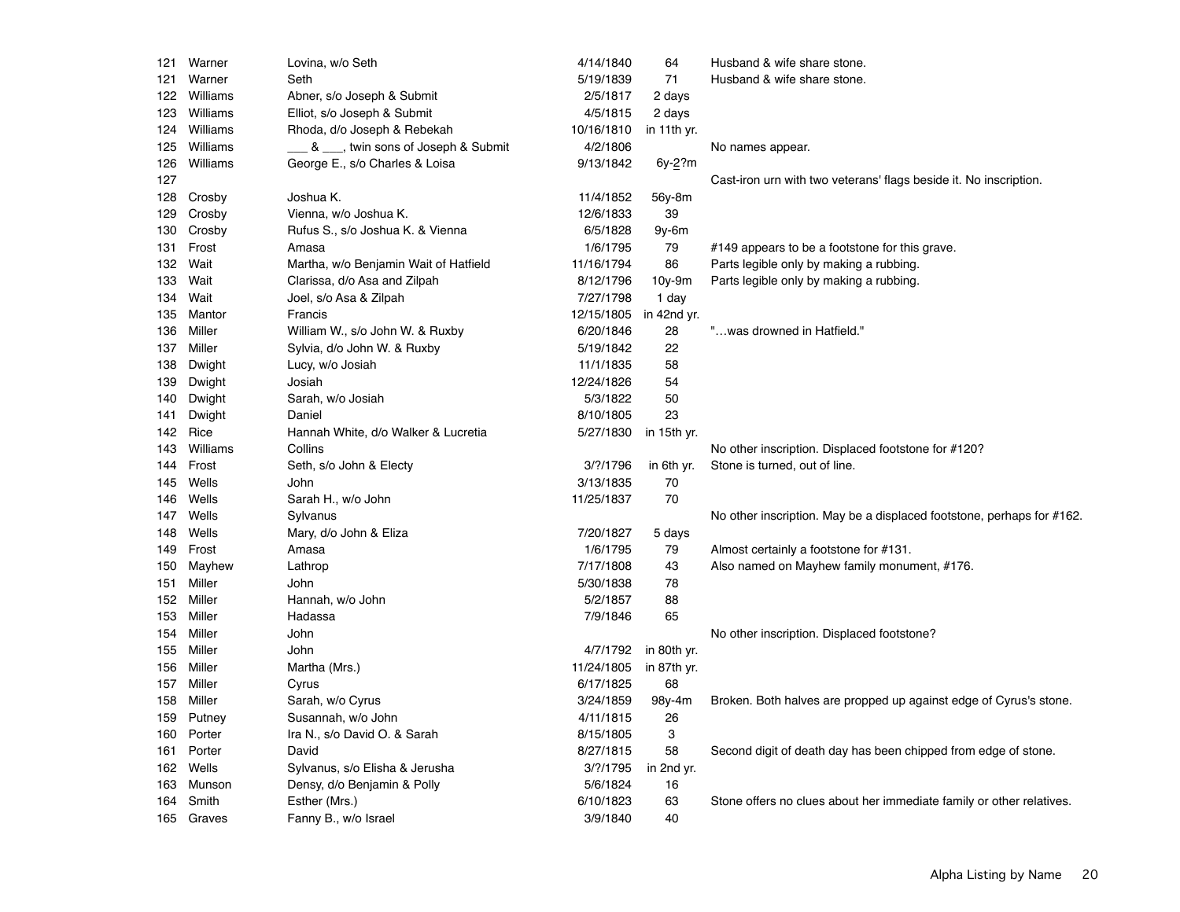| | | | | | |
|---|---|---|---|---|---|
| 121 | Warner | Lovina, w/o Seth | 4/14/1840 | 64 | Husband & wife share stone. |
| 121 | Warner | Seth | 5/19/1839 | 71 | Husband & wife share stone. |
| 122 | Williams | Abner, s/o Joseph & Submit | 2/5/1817 | 2 days | |
| 123 | Williams | Elliot, s/o Joseph & Submit | 4/5/1815 | 2 days | |
| 124 | Williams | Rhoda, d/o Joseph & Rebekah | 10/16/1810 | in 11th yr. | |
| 125 | Williams | ___ & ___, twin sons of Joseph & Submit | 4/2/1806 | | No names appear. |
| 126 | Williams | George E., s/o Charles & Loisa | 9/13/1842 | 6y-2?m | |
| 127 | | | | | Cast-iron urn with two veterans' flags beside it. No inscription. |
| 128 | Crosby | Joshua K. | 11/4/1852 | 56y-8m | |
| 129 | Crosby | Vienna, w/o Joshua K. | 12/6/1833 | 39 | |
| 130 | Crosby | Rufus S., s/o Joshua K. & Vienna | 6/5/1828 | 9y-6m | |
| 131 | Frost | Amasa | 1/6/1795 | 79 | #149 appears to be a footstone for this grave. |
| 132 | Wait | Martha, w/o Benjamin Wait of Hatfield | 11/16/1794 | 86 | Parts legible only by making a rubbing. |
| 133 | Wait | Clarissa, d/o Asa and Zilpah | 8/12/1796 | 10y-9m | Parts legible only by making a rubbing. |
| 134 | Wait | Joel, s/o Asa & Zilpah | 7/27/1798 | 1 day | |
| 135 | Mantor | Francis | 12/15/1805 | in 42nd yr. | |
| 136 | Miller | William W., s/o John W. & Ruxby | 6/20/1846 | 28 | "…was drowned in Hatfield." |
| 137 | Miller | Sylvia, d/o John W. & Ruxby | 5/19/1842 | 22 | |
| 138 | Dwight | Lucy, w/o Josiah | 11/1/1835 | 58 | |
| 139 | Dwight | Josiah | 12/24/1826 | 54 | |
| 140 | Dwight | Sarah, w/o Josiah | 5/3/1822 | 50 | |
| 141 | Dwight | Daniel | 8/10/1805 | 23 | |
| 142 | Rice | Hannah White, d/o Walker & Lucretia | 5/27/1830 | in 15th yr. | |
| 143 | Williams | Collins | | | No other inscription. Displaced footstone for #120? |
| 144 | Frost | Seth, s/o John & Electy | 3/?/1796 | in 6th yr. | Stone is turned, out of line. |
| 145 | Wells | John | 3/13/1835 | 70 | |
| 146 | Wells | Sarah H., w/o John | 11/25/1837 | 70 | |
| 147 | Wells | Sylvanus | | | No other inscription. May be a displaced footstone, perhaps for #162. |
| 148 | Wells | Mary, d/o John & Eliza | 7/20/1827 | 5 days | |
| 149 | Frost | Amasa | 1/6/1795 | 79 | Almost certainly a footstone for #131. |
| 150 | Mayhew | Lathrop | 7/17/1808 | 43 | Also named on Mayhew family monument, #176. |
| 151 | Miller | John | 5/30/1838 | 78 | |
| 152 | Miller | Hannah, w/o John | 5/2/1857 | 88 | |
| 153 | Miller | Hadassa | 7/9/1846 | 65 | |
| 154 | Miller | John | | | No other inscription. Displaced footstone? |
| 155 | Miller | John | 4/7/1792 | in 80th yr. | |
| 156 | Miller | Martha (Mrs.) | 11/24/1805 | in 87th yr. | |
| 157 | Miller | Cyrus | 6/17/1825 | 68 | |
| 158 | Miller | Sarah, w/o Cyrus | 3/24/1859 | 98y-4m | Broken. Both halves are propped up against edge of Cyrus's stone. |
| 159 | Putney | Susannah, w/o John | 4/11/1815 | 26 | |
| 160 | Porter | Ira N., s/o David O. & Sarah | 8/15/1805 | 3 | |
| 161 | Porter | David | 8/27/1815 | 58 | Second digit of death day has been chipped from edge of stone. |
| 162 | Wells | Sylvanus, s/o Elisha & Jerusha | 3/?/1795 | in 2nd yr. | |
| 163 | Munson | Densy, d/o Benjamin & Polly | 5/6/1824 | 16 | |
| 164 | Smith | Esther (Mrs.) | 6/10/1823 | 63 | Stone offers no clues about her immediate family or other relatives. |
| 165 | Graves | Fanny B., w/o Israel | 3/9/1840 | 40 | |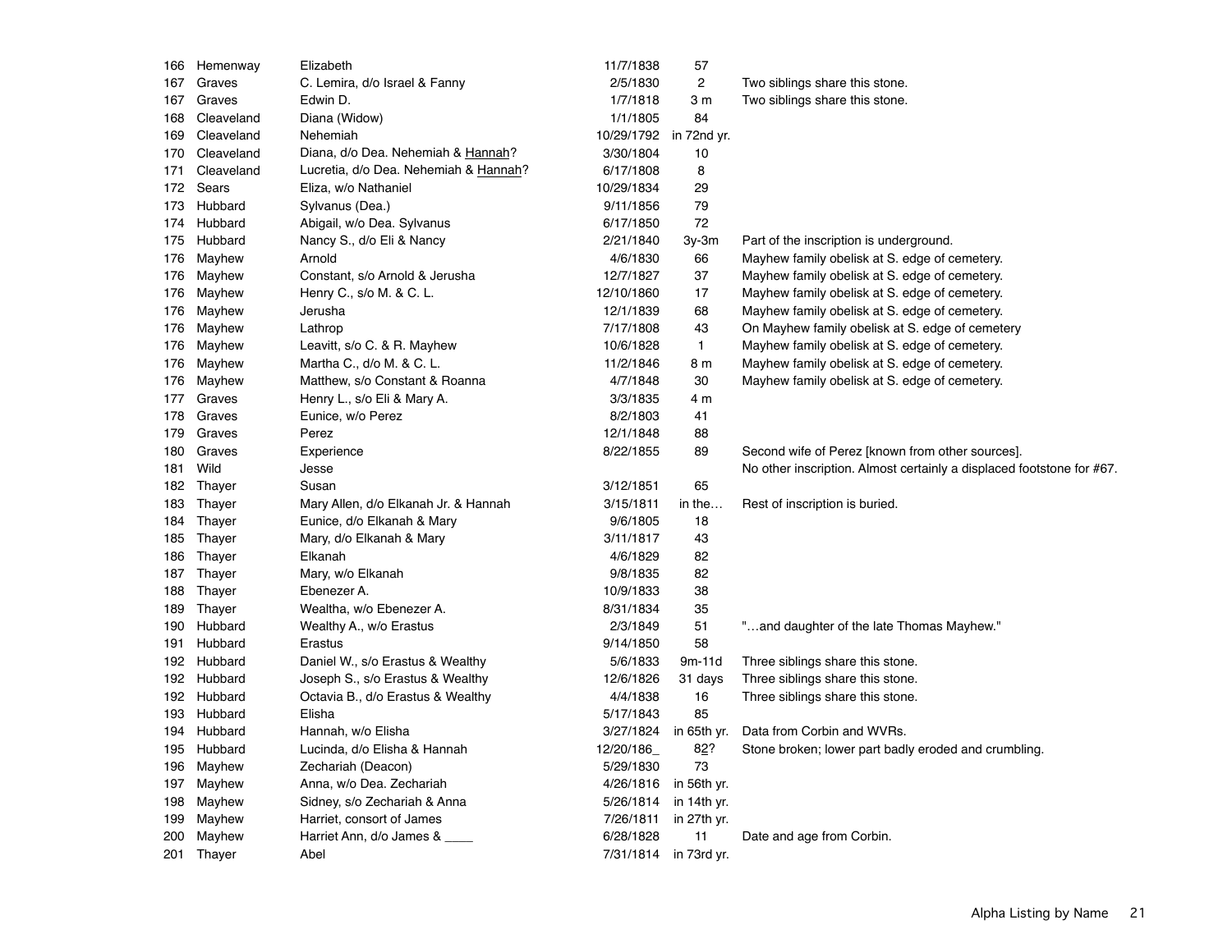| | | | | | |
|---|---|---|---|---|---|
| 166 | Hemenway | Elizabeth | 11/7/1838 | 57 | |
| 167 | Graves | C. Lemira, d/o Israel & Fanny | 2/5/1830 | 2 | Two siblings share this stone. |
| 167 | Graves | Edwin D. | 1/7/1818 | 3 m | Two siblings share this stone. |
| 168 | Cleaveland | Diana (Widow) | 1/1/1805 | 84 | |
| 169 | Cleaveland | Nehemiah | 10/29/1792 | in 72nd yr. | |
| 170 | Cleaveland | Diana, d/o Dea. Nehemiah & Hannah? | 3/30/1804 | 10 | |
| 171 | Cleaveland | Lucretia, d/o Dea. Nehemiah & Hannah? | 6/17/1808 | 8 | |
| 172 | Sears | Eliza, w/o Nathaniel | 10/29/1834 | 29 | |
| 173 | Hubbard | Sylvanus (Dea.) | 9/11/1856 | 79 | |
| 174 | Hubbard | Abigail, w/o Dea. Sylvanus | 6/17/1850 | 72 | |
| 175 | Hubbard | Nancy S., d/o Eli & Nancy | 2/21/1840 | 3y-3m | Part of the inscription is underground. |
| 176 | Mayhew | Arnold | 4/6/1830 | 66 | Mayhew family obelisk at S. edge of cemetery. |
| 176 | Mayhew | Constant, s/o Arnold & Jerusha | 12/7/1827 | 37 | Mayhew family obelisk at S. edge of cemetery. |
| 176 | Mayhew | Henry C., s/o M. & C. L. | 12/10/1860 | 17 | Mayhew family obelisk at S. edge of cemetery. |
| 176 | Mayhew | Jerusha | 12/1/1839 | 68 | Mayhew family obelisk at S. edge of cemetery. |
| 176 | Mayhew | Lathrop | 7/17/1808 | 43 | On Mayhew family obelisk at S. edge of cemetery |
| 176 | Mayhew | Leavitt, s/o C. & R. Mayhew | 10/6/1828 | 1 | Mayhew family obelisk at S. edge of cemetery. |
| 176 | Mayhew | Martha C., d/o M. & C. L. | 11/2/1846 | 8 m | Mayhew family obelisk at S. edge of cemetery. |
| 176 | Mayhew | Matthew, s/o Constant & Roanna | 4/7/1848 | 30 | Mayhew family obelisk at S. edge of cemetery. |
| 177 | Graves | Henry L., s/o Eli & Mary A. | 3/3/1835 | 4 m | |
| 178 | Graves | Eunice, w/o Perez | 8/2/1803 | 41 | |
| 179 | Graves | Perez | 12/1/1848 | 88 | |
| 180 | Graves | Experience | 8/22/1855 | 89 | Second wife of Perez [known from other sources]. |
| 181 | Wild | Jesse | | | No other inscription. Almost certainly a displaced footstone for #67. |
| 182 | Thayer | Susan | 3/12/1851 | 65 | |
| 183 | Thayer | Mary Allen, d/o Elkanah Jr. & Hannah | 3/15/1811 | in the… | Rest of inscription is buried. |
| 184 | Thayer | Eunice, d/o Elkanah & Mary | 9/6/1805 | 18 | |
| 185 | Thayer | Mary, d/o Elkanah & Mary | 3/11/1817 | 43 | |
| 186 | Thayer | Elkanah | 4/6/1829 | 82 | |
| 187 | Thayer | Mary, w/o Elkanah | 9/8/1835 | 82 | |
| 188 | Thayer | Ebenezer A. | 10/9/1833 | 38 | |
| 189 | Thayer | Wealtha, w/o Ebenezer A. | 8/31/1834 | 35 | |
| 190 | Hubbard | Wealthy A., w/o Erastus | 2/3/1849 | 51 | "…and daughter of the late Thomas Mayhew." |
| 191 | Hubbard | Erastus | 9/14/1850 | 58 | |
| 192 | Hubbard | Daniel W., s/o Erastus & Wealthy | 5/6/1833 | 9m-11d | Three siblings share this stone. |
| 192 | Hubbard | Joseph S., s/o Erastus & Wealthy | 12/6/1826 | 31 days | Three siblings share this stone. |
| 192 | Hubbard | Octavia B., d/o Erastus & Wealthy | 4/4/1838 | 16 | Three siblings share this stone. |
| 193 | Hubbard | Elisha | 5/17/1843 | 85 | |
| 194 | Hubbard | Hannah, w/o Elisha | 3/27/1824 | in 65th yr. | Data from Corbin and WVRs. |
| 195 | Hubbard | Lucinda, d/o Elisha & Hannah | 12/20/186_ | 82? | Stone broken; lower part badly eroded and crumbling. |
| 196 | Mayhew | Zechariah (Deacon) | 5/29/1830 | 73 | |
| 197 | Mayhew | Anna, w/o Dea. Zechariah | 4/26/1816 | in 56th yr. | |
| 198 | Mayhew | Sidney, s/o Zechariah & Anna | 5/26/1814 | in 14th yr. | |
| 199 | Mayhew | Harriet, consort of James | 7/26/1811 | in 27th yr. | |
| 200 | Mayhew | Harriet Ann, d/o James & ____ | 6/28/1828 | 11 | Date and age from Corbin. |
| 201 | Thayer | Abel | 7/31/1814 | in 73rd yr. | |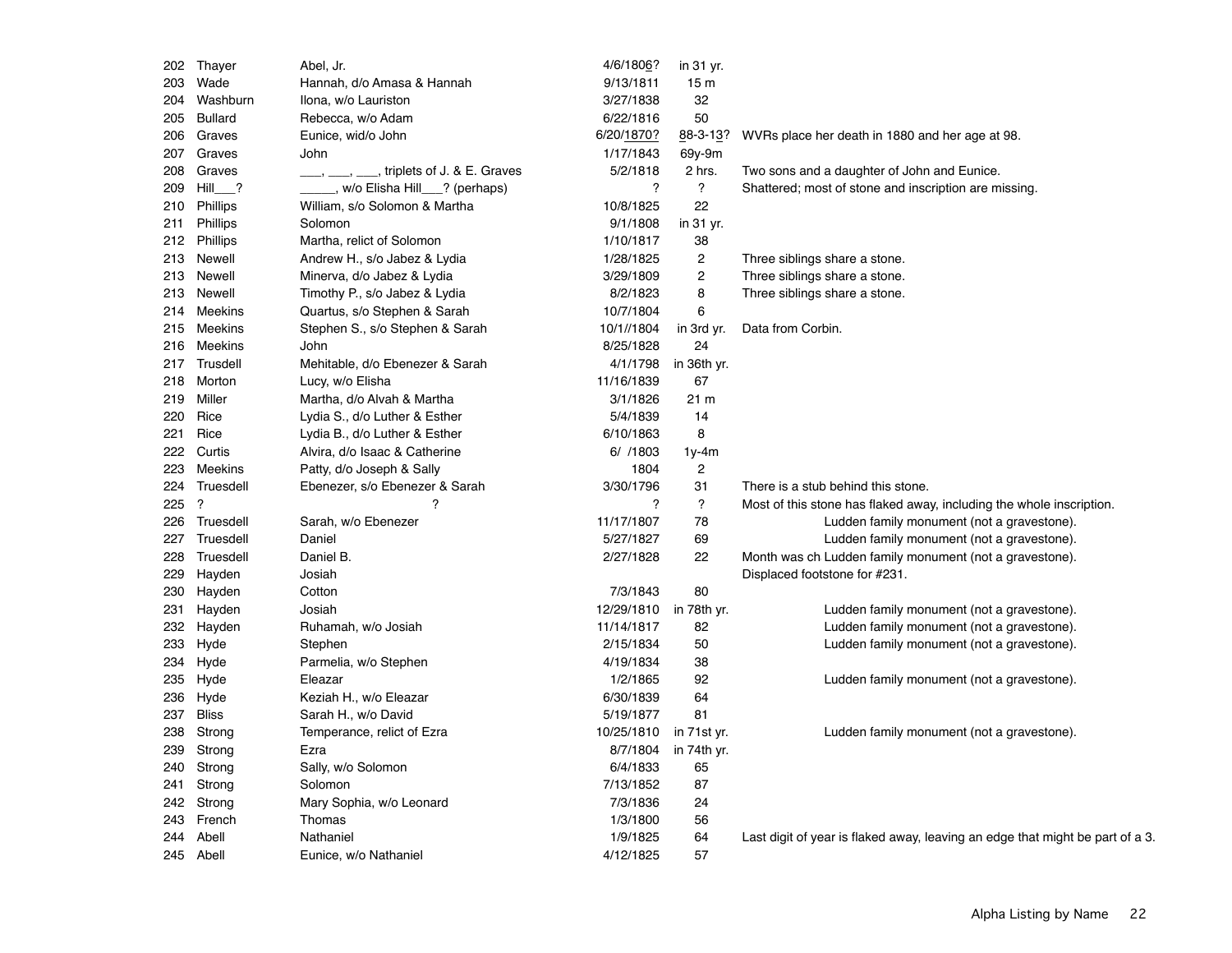| | | | | | |
|---|---|---|---|---|---|
| 202 | Thayer | Abel, Jr. | 4/6/1806? | in 31 yr. | |
| 203 | Wade | Hannah, d/o Amasa & Hannah | 9/13/1811 | 15 m | |
| 204 | Washburn | Ilona, w/o Lauriston | 3/27/1838 | 32 | |
| 205 | Bullard | Rebecca, w/o Adam | 6/22/1816 | 50 | |
| 206 | Graves | Eunice, wid/o John | 6/20/1870? | 88-3-13? | WVRs place her death in 1880 and her age at 98. |
| 207 | Graves | John | 1/17/1843 | 69y-9m | |
| 208 | Graves | ___, ___, ___, triplets of J. & E. Graves | 5/2/1818 | 2 hrs. | Two sons and a daughter of John and Eunice. |
| 209 | Hill___? | _____, w/o Elisha Hill___? (perhaps) | ? | ? | Shattered; most of stone and inscription are missing. |
| 210 | Phillips | William, s/o Solomon & Martha | 10/8/1825 | 22 | |
| 211 | Phillips | Solomon | 9/1/1808 | in 31 yr. | |
| 212 | Phillips | Martha, relict of Solomon | 1/10/1817 | 38 | |
| 213 | Newell | Andrew H., s/o Jabez & Lydia | 1/28/1825 | 2 | Three siblings share a stone. |
| 213 | Newell | Minerva, d/o Jabez & Lydia | 3/29/1809 | 2 | Three siblings share a stone. |
| 213 | Newell | Timothy P., s/o Jabez & Lydia | 8/2/1823 | 8 | Three siblings share a stone. |
| 214 | Meekins | Quartus, s/o Stephen & Sarah | 10/7/1804 | 6 | |
| 215 | Meekins | Stephen S., s/o Stephen & Sarah | 10/1//1804 | in 3rd yr. | Data from Corbin. |
| 216 | Meekins | John | 8/25/1828 | 24 | |
| 217 | Trusdell | Mehitable, d/o Ebenezer & Sarah | 4/1/1798 | in 36th yr. | |
| 218 | Morton | Lucy, w/o Elisha | 11/16/1839 | 67 | |
| 219 | Miller | Martha, d/o Alvah & Martha | 3/1/1826 | 21 m | |
| 220 | Rice | Lydia S., d/o Luther & Esther | 5/4/1839 | 14 | |
| 221 | Rice | Lydia B., d/o Luther & Esther | 6/10/1863 | 8 | |
| 222 | Curtis | Alvira, d/o Isaac & Catherine | 6/ /1803 | 1y-4m | |
| 223 | Meekins | Patty, d/o Joseph & Sally | 1804 | 2 | |
| 224 | Truesdell | Ebenezer, s/o Ebenezer & Sarah | 3/30/1796 | 31 | There is a stub behind this stone. |
| 225 | ? | ? | ? | ? | Most of this stone has flaked away, including the whole inscription. |
| 226 | Truesdell | Sarah, w/o Ebenezer | 11/17/1807 | 78 | Ludden family monument (not a gravestone). |
| 227 | Truesdell | Daniel | 5/27/1827 | 69 | Ludden family monument (not a gravestone). |
| 228 | Truesdell | Daniel B. | 2/27/1828 | 22 | Month was ch Ludden family monument (not a gravestone). |
| 229 | Hayden | Josiah | | | Displaced footstone for #231. |
| 230 | Hayden | Cotton | 7/3/1843 | 80 | |
| 231 | Hayden | Josiah | 12/29/1810 | in 78th yr. | Ludden family monument (not a gravestone). |
| 232 | Hayden | Ruhamah, w/o Josiah | 11/14/1817 | 82 | Ludden family monument (not a gravestone). |
| 233 | Hyde | Stephen | 2/15/1834 | 50 | Ludden family monument (not a gravestone). |
| 234 | Hyde | Parmelia, w/o Stephen | 4/19/1834 | 38 | |
| 235 | Hyde | Eleazar | 1/2/1865 | 92 | Ludden family monument (not a gravestone). |
| 236 | Hyde | Keziah H., w/o Eleazar | 6/30/1839 | 64 | |
| 237 | Bliss | Sarah H., w/o David | 5/19/1877 | 81 | |
| 238 | Strong | Temperance, relict of Ezra | 10/25/1810 | in 71st yr. | Ludden family monument (not a gravestone). |
| 239 | Strong | Ezra | 8/7/1804 | in 74th yr. | |
| 240 | Strong | Sally, w/o Solomon | 6/4/1833 | 65 | |
| 241 | Strong | Solomon | 7/13/1852 | 87 | |
| 242 | Strong | Mary Sophia, w/o Leonard | 7/3/1836 | 24 | |
| 243 | French | Thomas | 1/3/1800 | 56 | |
| 244 | Abell | Nathaniel | 1/9/1825 | 64 | Last digit of year is flaked away, leaving an edge that might be part of a 3. |
| 245 | Abell | Eunice, w/o Nathaniel | 4/12/1825 | 57 | |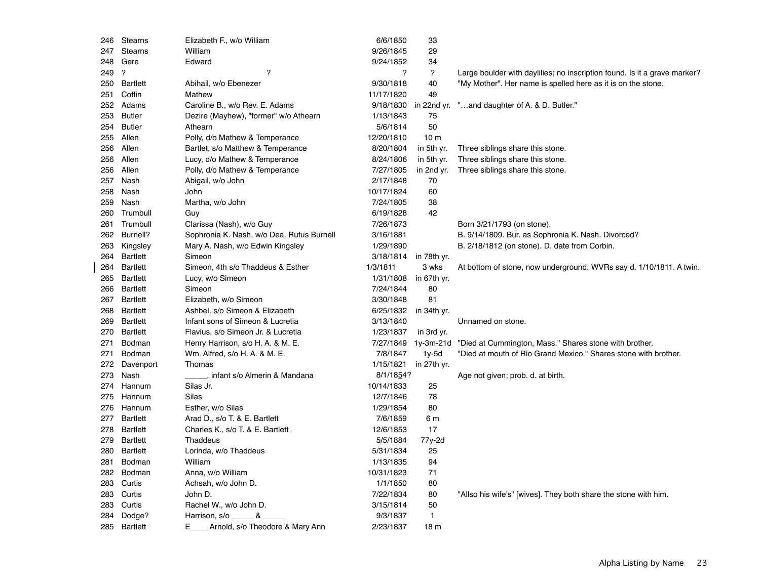| | | | | | |
|---|---|---|---|---|---|
| 246 | Stearns | Elizabeth F., w/o William | 6/6/1850 | 33 | |
| 247 | Stearns | William | 9/26/1845 | 29 | |
| 248 | Gere | Edward | 9/24/1852 | 34 | |
| 249 | ? | ? | ? | ? | Large boulder with daylilies; no inscription found. Is it a grave marker? |
| 250 | Bartlett | Abihail, w/o Ebenezer | 9/30/1818 | 40 | "My Mother". Her name is spelled here as it is on the stone. |
| 251 | Coffin | Mathew | 11/17/1820 | 49 | |
| 252 | Adams | Caroline B., w/o Rev. E. Adams | 9/18/1830 | in 22nd yr. | "…and daughter of A. & D. Butler." |
| 253 | Butler | Dezire (Mayhew), "former" w/o Athearn | 1/13/1843 | 75 | |
| 254 | Butler | Athearn | 5/6/1814 | 50 | |
| 255 | Allen | Polly, d/o Mathew & Temperance | 12/20/1810 | 10 m | |
| 256 | Allen | Bartlet, s/o Matthew & Temperance | 8/20/1804 | in 5th yr. | Three siblings share this stone. |
| 256 | Allen | Lucy, d/o Mathew & Temperance | 8/24/1806 | in 5th yr. | Three siblings share this stone. |
| 256 | Allen | Polly, d/o Mathew & Temperance | 7/27/1805 | in 2nd yr. | Three siblings share this stone. |
| 257 | Nash | Abigail, w/o John | 2/17/1848 | 70 | |
| 258 | Nash | John | 10/17/1824 | 60 | |
| 259 | Nash | Martha, w/o John | 7/24/1805 | 38 | |
| 260 | Trumbull | Guy | 6/19/1828 | 42 | |
| 261 | Trumbull | Clarissa (Nash), w/o Guy | 7/26/1873 | | Born 3/21/1793 (on stone). |
| 262 | Burnell? | Sophronia K. Nash, w/o Dea. Rufus Burnell | 3/16/1881 | | B. 9/14/1809. Bur. as Sophronia K. Nash. Divorced? |
| 263 | Kingsley | Mary A. Nash, w/o Edwin Kingsley | 1/29/1890 | | B. 2/18/1812 (on stone). D. date from Corbin. |
| 264 | Bartlett | Simeon | 3/18/1814 | in 78th yr. | |
| 264 | Bartlett | Simeon, 4th s/o Thaddeus & Esther | 1/3/1811 | 3 wks | At bottom of stone, now underground. WVRs say d. 1/10/1811. A twin. |
| 265 | Bartlett | Lucy, w/o Simeon | 1/31/1808 | in 67th yr. | |
| 266 | Bartlett | Simeon | 7/24/1844 | 80 | |
| 267 | Bartlett | Elizabeth, w/o Simeon | 3/30/1848 | 81 | |
| 268 | Bartlett | Ashbel, s/o Simeon & Elizabeth | 6/25/1832 | in 34th yr. | |
| 269 | Bartlett | Infant sons of Simeon & Lucretia | 3/13/1840 | | Unnamed on stone. |
| 270 | Bartlett | Flavius, s/o Simeon Jr. & Lucretia | 1/23/1837 | in 3rd yr. | |
| 271 | Bodman | Henry Harrison, s/o H. A. & M. E. | 7/27/1849 | 1y-3m-21d | "Died at Cummington, Mass." Shares stone with brother. |
| 271 | Bodman | Wm. Alfred, s/o H. A. & M. E. | 7/8/1847 | 1y-5d | "Died at mouth of Rio Grand Mexico." Shares stone with brother. |
| 272 | Davenport | Thomas | 1/15/1821 | in 27th yr. | |
| 273 | Nash | _____, infant s/o Almerin & Mandana | 8/1/1854? | | Age not given; prob. d. at birth. |
| 274 | Hannum | Silas Jr. | 10/14/1833 | 25 | |
| 275 | Hannum | Silas | 12/7/1846 | 78 | |
| 276 | Hannum | Esther, w/o Silas | 1/29/1854 | 80 | |
| 277 | Bartlett | Arad D., s/o T. & E. Bartlett | 7/6/1859 | 6 m | |
| 278 | Bartlett | Charles K., s/o T. & E. Bartlett | 12/6/1853 | 17 | |
| 279 | Bartlett | Thaddeus | 5/5/1884 | 77y-2d | |
| 280 | Bartlett | Lorinda, w/o Thaddeus | 5/31/1834 | 25 | |
| 281 | Bodman | William | 1/13/1835 | 94 | |
| 282 | Bodman | Anna, w/o William | 10/31/1823 | 71 | |
| 283 | Curtis | Achsah, w/o John D. | 1/1/1850 | 80 | |
| 283 | Curtis | John D. | 7/22/1834 | 80 | "Allso his wife's" [wives]. They both share the stone with him. |
| 283 | Curtis | Rachel W., w/o John D. | 3/15/1814 | 50 | |
| 284 | Dodge? | Harrison, s/o _____ & _____ | 9/3/1837 | 1 | |
| 285 | Bartlett | E____ Arnold, s/o Theodore & Mary Ann | 2/23/1837 | 18 m | |

Alpha Listing by Name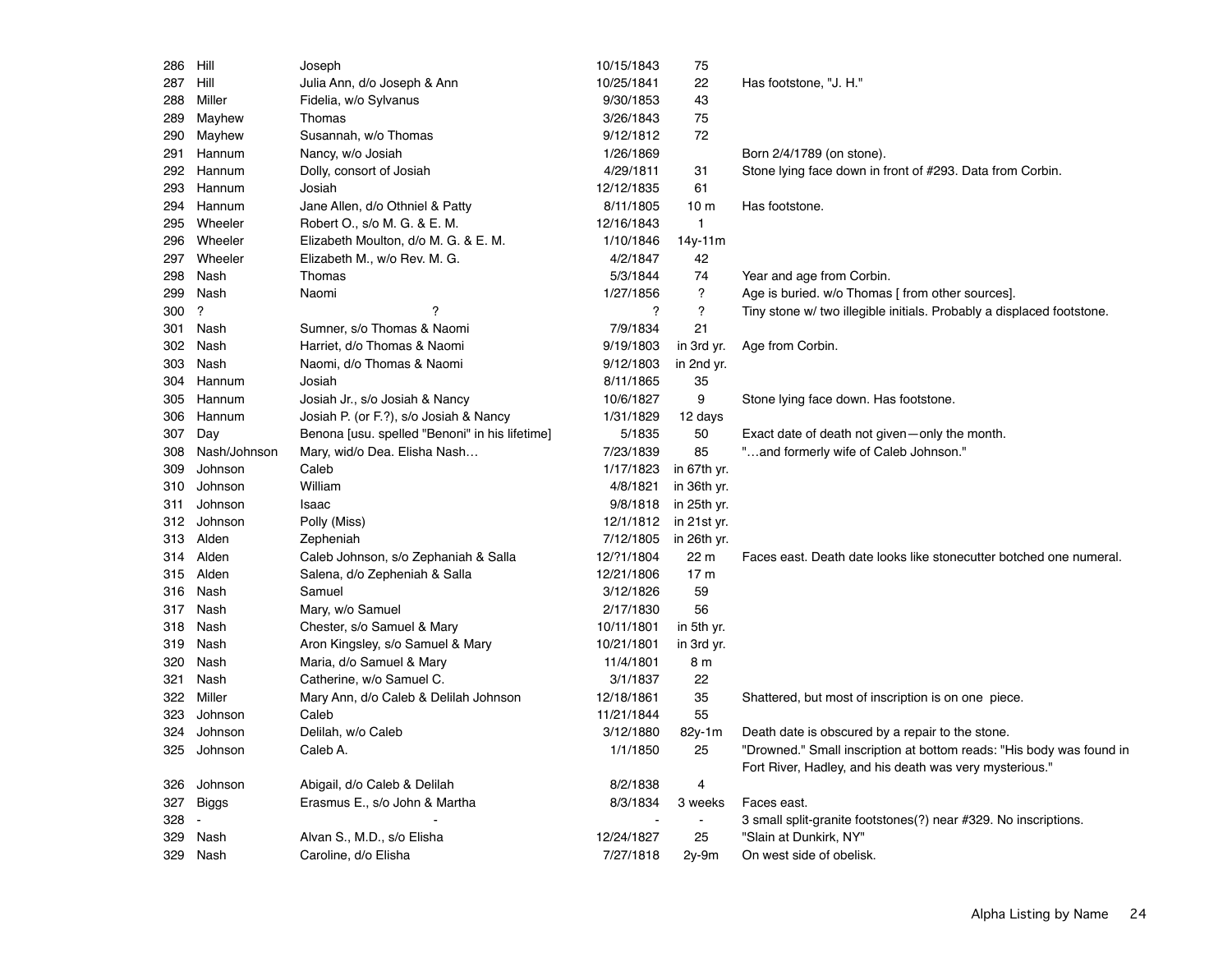| | | | | | |
|---|---|---|---|---|---|
| 286 | Hill | Joseph | 10/15/1843 | 75 | |
| 287 | Hill | Julia Ann, d/o Joseph & Ann | 10/25/1841 | 22 | Has footstone, "J. H." |
| 288 | Miller | Fidelia, w/o Sylvanus | 9/30/1853 | 43 | |
| 289 | Mayhew | Thomas | 3/26/1843 | 75 | |
| 290 | Mayhew | Susannah, w/o Thomas | 9/12/1812 | 72 | |
| 291 | Hannum | Nancy, w/o Josiah | 1/26/1869 | | Born 2/4/1789 (on stone). |
| 292 | Hannum | Dolly, consort of Josiah | 4/29/1811 | 31 | Stone lying face down in front of #293. Data from Corbin. |
| 293 | Hannum | Josiah | 12/12/1835 | 61 | |
| 294 | Hannum | Jane Allen, d/o Othniel & Patty | 8/11/1805 | 10 m | Has footstone. |
| 295 | Wheeler | Robert O., s/o M. G. & E. M. | 12/16/1843 | 1 | |
| 296 | Wheeler | Elizabeth Moulton, d/o M. G. & E. M. | 1/10/1846 | 14y-11m | |
| 297 | Wheeler | Elizabeth M., w/o Rev. M. G. | 4/2/1847 | 42 | |
| 298 | Nash | Thomas | 5/3/1844 | 74 | Year and age from Corbin. |
| 299 | Nash | Naomi | 1/27/1856 | ? | Age is buried. w/o Thomas [ from other sources]. |
| 300 | ? | ? | ? | ? | Tiny stone w/ two illegible initials. Probably a displaced footstone. |
| 301 | Nash | Sumner, s/o Thomas & Naomi | 7/9/1834 | 21 | |
| 302 | Nash | Harriet, d/o Thomas & Naomi | 9/19/1803 | in 3rd yr. | Age from Corbin. |
| 303 | Nash | Naomi, d/o Thomas & Naomi | 9/12/1803 | in 2nd yr. | |
| 304 | Hannum | Josiah | 8/11/1865 | 35 | |
| 305 | Hannum | Josiah Jr., s/o Josiah & Nancy | 10/6/1827 | 9 | Stone lying face down. Has footstone. |
| 306 | Hannum | Josiah P. (or F.?), s/o Josiah & Nancy | 1/31/1829 | 12 days | |
| 307 | Day | Benona [usu. spelled "Benoni" in his lifetime] | 5/1835 | 50 | Exact date of death not given—only the month. |
| 308 | Nash/Johnson | Mary, wid/o Dea. Elisha Nash… | 7/23/1839 | 85 | "…and formerly wife of Caleb Johnson." |
| 309 | Johnson | Caleb | 1/17/1823 | in 67th yr. | |
| 310 | Johnson | William | 4/8/1821 | in 36th yr. | |
| 311 | Johnson | Isaac | 9/8/1818 | in 25th yr. | |
| 312 | Johnson | Polly (Miss) | 12/1/1812 | in 21st yr. | |
| 313 | Alden | Zepheniah | 7/12/1805 | in 26th yr. | |
| 314 | Alden | Caleb Johnson, s/o Zephaniah & Salla | 12/?1/1804 | 22 m | Faces east. Death date looks like stonecutter botched one numeral. |
| 315 | Alden | Salena, d/o Zepheniah & Salla | 12/21/1806 | 17 m | |
| 316 | Nash | Samuel | 3/12/1826 | 59 | |
| 317 | Nash | Mary, w/o Samuel | 2/17/1830 | 56 | |
| 318 | Nash | Chester, s/o Samuel & Mary | 10/11/1801 | in 5th yr. | |
| 319 | Nash | Aron Kingsley, s/o Samuel & Mary | 10/21/1801 | in 3rd yr. | |
| 320 | Nash | Maria, d/o Samuel & Mary | 11/4/1801 | 8 m | |
| 321 | Nash | Catherine, w/o Samuel C. | 3/1/1837 | 22 | |
| 322 | Miller | Mary Ann, d/o Caleb & Delilah Johnson | 12/18/1861 | 35 | Shattered, but most of inscription is on one piece. |
| 323 | Johnson | Caleb | 11/21/1844 | 55 | |
| 324 | Johnson | Delilah, w/o Caleb | 3/12/1880 | 82y-1m | Death date is obscured by a repair to the stone. |
| 325 | Johnson | Caleb A. | 1/1/1850 | 25 | "Drowned." Small inscription at bottom reads: "His body was found in Fort River, Hadley, and his death was very mysterious." |
| 326 | Johnson | Abigail, d/o Caleb & Delilah | 8/2/1838 | 4 | |
| 327 | Biggs | Erasmus E., s/o John & Martha | 8/3/1834 | 3 weeks | Faces east. |
| 328 | - | - | - | - | 3 small split-granite footstones(?) near #329. No inscriptions. |
| 329 | Nash | Alvan S., M.D., s/o Elisha | 12/24/1827 | 25 | "Slain at Dunkirk, NY" |
| 329 | Nash | Caroline, d/o Elisha | 7/27/1818 | 2y-9m | On west side of obelisk. |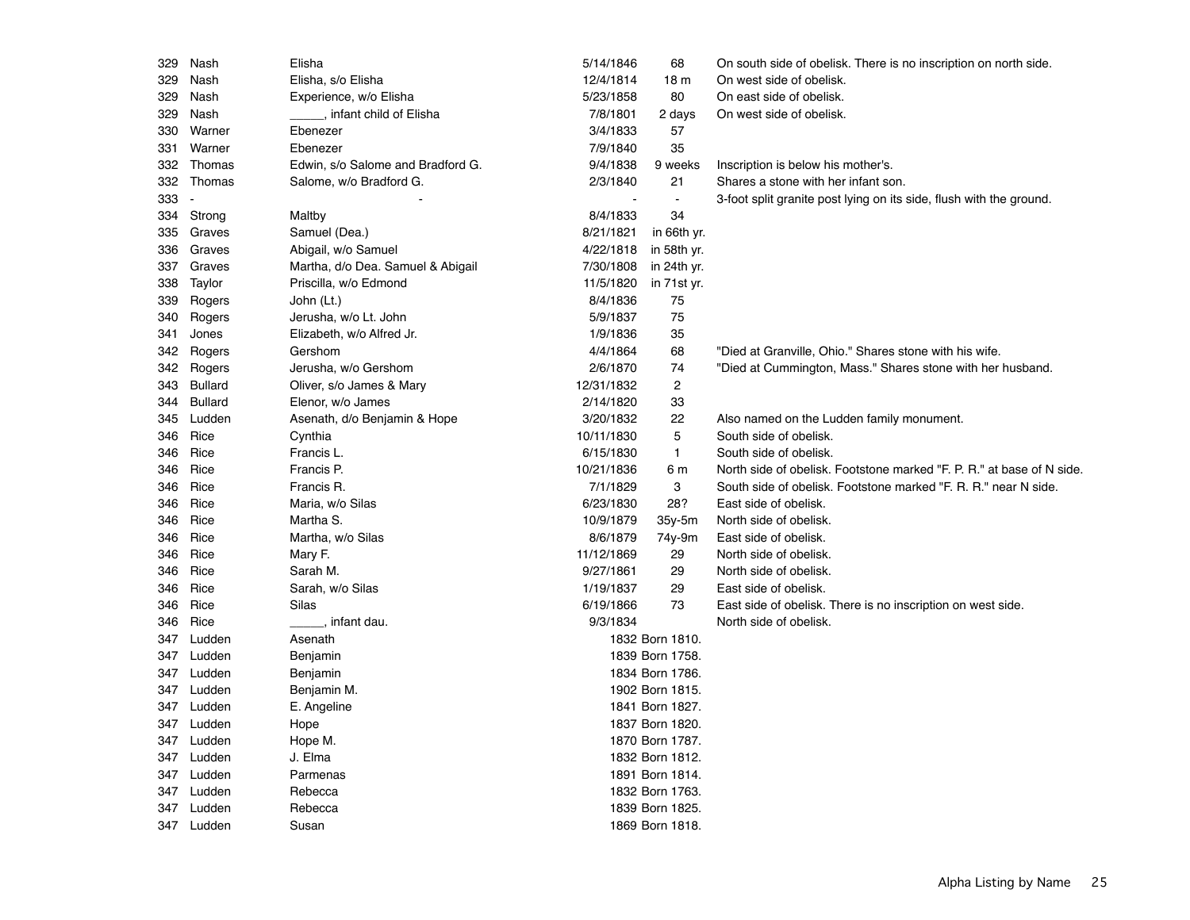| | | | | | |
|---|---|---|---|---|---|
| 329 | Nash | Elisha | 5/14/1846 | 68 | On south side of obelisk. There is no inscription on north side. |
| 329 | Nash | Elisha, s/o Elisha | 12/4/1814 | 18 m | On west side of obelisk. |
| 329 | Nash | Experience, w/o Elisha | 5/23/1858 | 80 | On east side of obelisk. |
| 329 | Nash | _____, infant child of Elisha | 7/8/1801 | 2 days | On west side of obelisk. |
| 330 | Warner | Ebenezer | 3/4/1833 | 57 | |
| 331 | Warner | Ebenezer | 7/9/1840 | 35 | |
| 332 | Thomas | Edwin, s/o Salome and Bradford G. | 9/4/1838 | 9 weeks | Inscription is below his mother's. |
| 332 | Thomas | Salome, w/o Bradford G. | 2/3/1840 | 21 | Shares a stone with her infant son. |
| 333 | - | - | - | - | 3-foot split granite post lying on its side, flush with the ground. |
| 334 | Strong | Maltby | 8/4/1833 | 34 | |
| 335 | Graves | Samuel (Dea.) | 8/21/1821 | in 66th yr. | |
| 336 | Graves | Abigail, w/o Samuel | 4/22/1818 | in 58th yr. | |
| 337 | Graves | Martha, d/o Dea. Samuel & Abigail | 7/30/1808 | in 24th yr. | |
| 338 | Taylor | Priscilla, w/o Edmond | 11/5/1820 | in 71st yr. | |
| 339 | Rogers | John (Lt.) | 8/4/1836 | 75 | |
| 340 | Rogers | Jerusha, w/o Lt. John | 5/9/1837 | 75 | |
| 341 | Jones | Elizabeth, w/o Alfred Jr. | 1/9/1836 | 35 | |
| 342 | Rogers | Gershom | 4/4/1864 | 68 | "Died at Granville, Ohio." Shares stone with his wife. |
| 342 | Rogers | Jerusha, w/o Gershom | 2/6/1870 | 74 | "Died at Cummington, Mass." Shares stone with her husband. |
| 343 | Bullard | Oliver, s/o James & Mary | 12/31/1832 | 2 | |
| 344 | Bullard | Elenor, w/o James | 2/14/1820 | 33 | |
| 345 | Ludden | Asenath, d/o Benjamin & Hope | 3/20/1832 | 22 | Also named on the Ludden family monument. |
| 346 | Rice | Cynthia | 10/11/1830 | 5 | South side of obelisk. |
| 346 | Rice | Francis L. | 6/15/1830 | 1 | South side of obelisk. |
| 346 | Rice | Francis P. | 10/21/1836 | 6 m | North side of obelisk. Footstone marked "F. P. R." at base of N side. |
| 346 | Rice | Francis R. | 7/1/1829 | 3 | South side of obelisk. Footstone marked "F. R. R." near N side. |
| 346 | Rice | Maria, w/o Silas | 6/23/1830 | 28? | East side of obelisk. |
| 346 | Rice | Martha S. | 10/9/1879 | 35y-5m | North side of obelisk. |
| 346 | Rice | Martha, w/o Silas | 8/6/1879 | 74y-9m | East side of obelisk. |
| 346 | Rice | Mary F. | 11/12/1869 | 29 | North side of obelisk. |
| 346 | Rice | Sarah M. | 9/27/1861 | 29 | North side of obelisk. |
| 346 | Rice | Sarah, w/o Silas | 1/19/1837 | 29 | East side of obelisk. |
| 346 | Rice | Silas | 6/19/1866 | 73 | East side of obelisk. There is no inscription on west side. |
| 346 | Rice | _____, infant dau. | 9/3/1834 | | North side of obelisk. |
| 347 | Ludden | Asenath | 1832 | Born 1810. | |
| 347 | Ludden | Benjamin | 1839 | Born 1758. | |
| 347 | Ludden | Benjamin | 1834 | Born 1786. | |
| 347 | Ludden | Benjamin M. | 1902 | Born 1815. | |
| 347 | Ludden | E. Angeline | 1841 | Born 1827. | |
| 347 | Ludden | Hope | 1837 | Born 1820. | |
| 347 | Ludden | Hope M. | 1870 | Born 1787. | |
| 347 | Ludden | J. Elma | 1832 | Born 1812. | |
| 347 | Ludden | Parmenas | 1891 | Born 1814. | |
| 347 | Ludden | Rebecca | 1832 | Born 1763. | |
| 347 | Ludden | Rebecca | 1839 | Born 1825. | |
| 347 | Ludden | Susan | 1869 | Born 1818. | |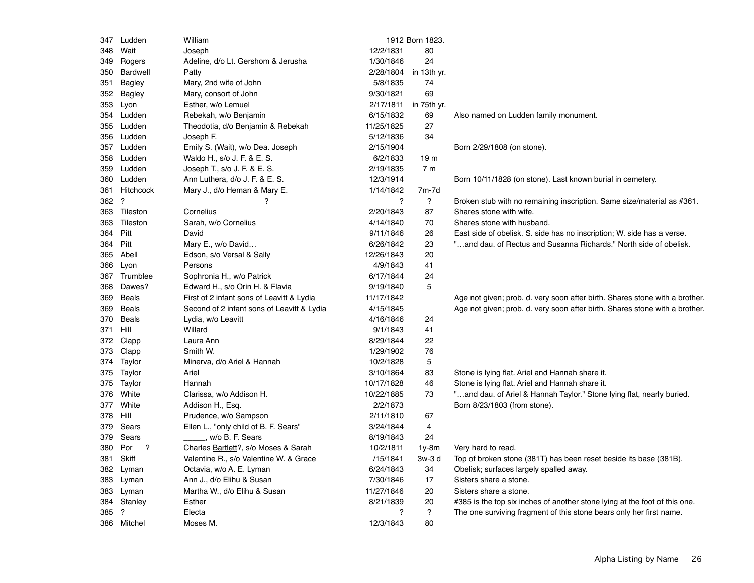| | | | | | |
|---|---|---|---|---|---|
| 347 | Ludden | William | 1912 | Born 1823. | |
| 348 | Wait | Joseph | 12/2/1831 | 80 | |
| 349 | Rogers | Adeline, d/o Lt. Gershom & Jerusha | 1/30/1846 | 24 | |
| 350 | Bardwell | Patty | 2/28/1804 | in 13th yr. | |
| 351 | Bagley | Mary, 2nd wife of John | 5/8/1835 | 74 | |
| 352 | Bagley | Mary, consort of John | 9/30/1821 | 69 | |
| 353 | Lyon | Esther, w/o Lemuel | 2/17/1811 | in 75th yr. | |
| 354 | Ludden | Rebekah, w/o Benjamin | 6/15/1832 | 69 | Also named on Ludden family monument. |
| 355 | Ludden | Theodotia, d/o Benjamin & Rebekah | 11/25/1825 | 27 | |
| 356 | Ludden | Joseph F. | 5/12/1836 | 34 | |
| 357 | Ludden | Emily S. (Wait), w/o Dea. Joseph | 2/15/1904 | | Born 2/29/1808 (on stone). |
| 358 | Ludden | Waldo H., s/o J. F. & E. S. | 6/2/1833 | 19 m | |
| 359 | Ludden | Joseph T., s/o J. F. & E. S. | 2/19/1835 | 7 m | |
| 360 | Ludden | Ann Luthera, d/o J. F. & E. S. | 12/3/1914 | | Born 10/11/1828 (on stone). Last known burial in cemetery. |
| 361 | Hitchcock | Mary J., d/o Heman & Mary E. | 1/14/1842 | 7m-7d | |
| 362 | ? | ? | ? | ? | Broken stub with no remaining inscription. Same size/material as #361. |
| 363 | Tileston | Cornelius | 2/20/1843 | 87 | Shares stone with wife. |
| 363 | Tileston | Sarah, w/o Cornelius | 4/14/1840 | 70 | Shares stone with husband. |
| 364 | Pitt | David | 9/11/1846 | 26 | East side of obelisk. S. side has no inscription; W. side has a verse. |
| 364 | Pitt | Mary E., w/o David… | 6/26/1842 | 23 | "…and dau. of Rectus and Susanna Richards." North side of obelisk. |
| 365 | Abell | Edson, s/o Versal & Sally | 12/26/1843 | 20 | |
| 366 | Lyon | Persons | 4/9/1843 | 41 | |
| 367 | Trumblee | Sophronia H., w/o Patrick | 6/17/1844 | 24 | |
| 368 | Dawes? | Edward H., s/o Orin H. & Flavia | 9/19/1840 | 5 | |
| 369 | Beals | First of 2 infant sons of Leavitt & Lydia | 11/17/1842 | | Age not given; prob. d. very soon after birth. Shares stone with a brother. |
| 369 | Beals | Second of 2 infant sons of Leavitt & Lydia | 4/15/1845 | | Age not given; prob. d. very soon after birth. Shares stone with a brother. |
| 370 | Beals | Lydia, w/o Leavitt | 4/16/1846 | 24 | |
| 371 | Hill | Willard | 9/1/1843 | 41 | |
| 372 | Clapp | Laura Ann | 8/29/1844 | 22 | |
| 373 | Clapp | Smith W. | 1/29/1902 | 76 | |
| 374 | Taylor | Minerva, d/o Ariel & Hannah | 10/2/1828 | 5 | |
| 375 | Taylor | Ariel | 3/10/1864 | 83 | Stone is lying flat. Ariel and Hannah share it. |
| 375 | Taylor | Hannah | 10/17/1828 | 46 | Stone is lying flat. Ariel and Hannah share it. |
| 376 | White | Clarissa, w/o Addison H. | 10/22/1885 | 73 | "…and dau. of Ariel & Hannah Taylor." Stone lying flat, nearly buried. |
| 377 | White | Addison H., Esq. | 2/2/1873 | | Born 8/23/1803 (from stone). |
| 378 | Hill | Prudence, w/o Sampson | 2/11/1810 | 67 | |
| 379 | Sears | Ellen L., "only child of B. F. Sears" | 3/24/1844 | 4 | |
| 379 | Sears | _____, w/o B. F. Sears | 8/19/1843 | 24 | |
| 380 | Por___? | Charles Bartlett?, s/o Moses & Sarah | 10/2/1811 | 1y-8m | Very hard to read. |
| 381 | Skiff | Valentine R., s/o Valentine W. & Grace | __/15/1841 | 3w-3 d | Top of broken stone (381T) has been reset beside its base (381B). |
| 382 | Lyman | Octavia, w/o A. E. Lyman | 6/24/1843 | 34 | Obelisk; surfaces largely spalled away. |
| 383 | Lyman | Ann J., d/o Elihu & Susan | 7/30/1846 | 17 | Sisters share a stone. |
| 383 | Lyman | Martha W., d/o Elihu & Susan | 11/27/1846 | 20 | Sisters share a stone. |
| 384 | Stanley | Esther | 8/21/1839 | 20 | #385 is the top six inches of another stone lying at the foot of this one. |
| 385 | ? | Electa | ? | ? | The one surviving fragment of this stone bears only her first name. |
| 386 | Mitchel | Moses M. | 12/3/1843 | 80 | |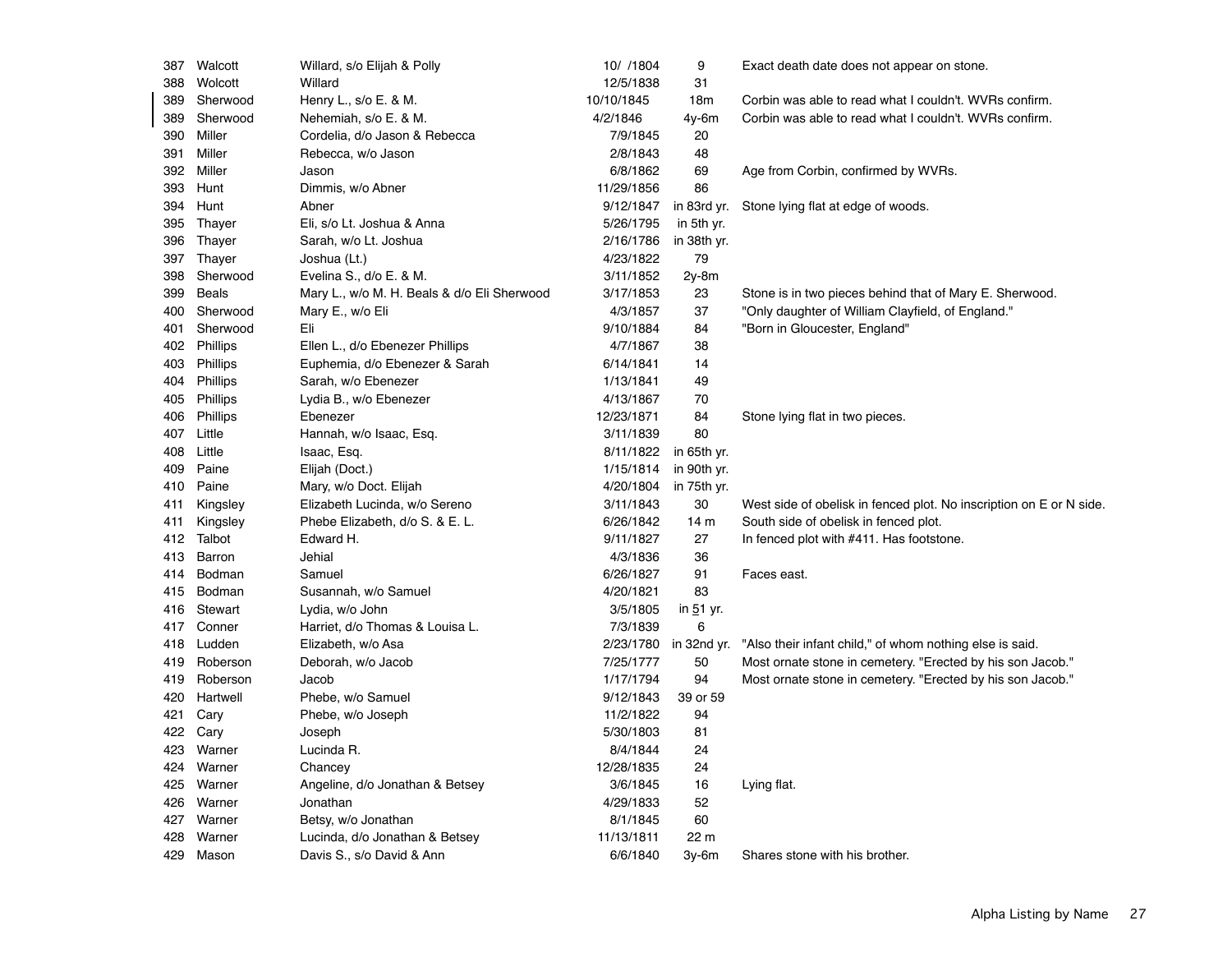| | | | | | |
|---|---|---|---|---|---|
| 387 | Walcott | Willard, s/o Elijah & Polly | 10/ /1804 | 9 | Exact death date does not appear on stone. |
| 388 | Wolcott | Willard | 12/5/1838 | 31 | |
| 389 | Sherwood | Henry L., s/o E. & M. | 10/10/1845 | 18m | Corbin was able to read what I couldn't. WVRs confirm. |
| 389 | Sherwood | Nehemiah, s/o E. & M. | 4/2/1846 | 4y-6m | Corbin was able to read what I couldn't. WVRs confirm. |
| 390 | Miller | Cordelia, d/o Jason & Rebecca | 7/9/1845 | 20 | |
| 391 | Miller | Rebecca, w/o Jason | 2/8/1843 | 48 | |
| 392 | Miller | Jason | 6/8/1862 | 69 | Age from Corbin, confirmed by WVRs. |
| 393 | Hunt | Dimmis, w/o Abner | 11/29/1856 | 86 | |
| 394 | Hunt | Abner | 9/12/1847 | in 83rd yr. | Stone lying flat at edge of woods. |
| 395 | Thayer | Eli, s/o Lt. Joshua & Anna | 5/26/1795 | in 5th yr. | |
| 396 | Thayer | Sarah, w/o Lt. Joshua | 2/16/1786 | in 38th yr. | |
| 397 | Thayer | Joshua (Lt.) | 4/23/1822 | 79 | |
| 398 | Sherwood | Evelina S., d/o E. & M. | 3/11/1852 | 2y-8m | |
| 399 | Beals | Mary L., w/o M. H. Beals & d/o Eli Sherwood | 3/17/1853 | 23 | Stone is in two pieces behind that of Mary E. Sherwood. |
| 400 | Sherwood | Mary E., w/o Eli | 4/3/1857 | 37 | "Only daughter of William Clayfield, of England." |
| 401 | Sherwood | Eli | 9/10/1884 | 84 | "Born in Gloucester, England" |
| 402 | Phillips | Ellen L., d/o Ebenezer Phillips | 4/7/1867 | 38 | |
| 403 | Phillips | Euphemia, d/o Ebenezer & Sarah | 6/14/1841 | 14 | |
| 404 | Phillips | Sarah, w/o Ebenezer | 1/13/1841 | 49 | |
| 405 | Phillips | Lydia B., w/o Ebenezer | 4/13/1867 | 70 | |
| 406 | Phillips | Ebenezer | 12/23/1871 | 84 | Stone lying flat in two pieces. |
| 407 | Little | Hannah, w/o Isaac, Esq. | 3/11/1839 | 80 | |
| 408 | Little | Isaac, Esq. | 8/11/1822 | in 65th yr. | |
| 409 | Paine | Elijah (Doct.) | 1/15/1814 | in 90th yr. | |
| 410 | Paine | Mary, w/o Doct. Elijah | 4/20/1804 | in 75th yr. | |
| 411 | Kingsley | Elizabeth Lucinda, w/o Sereno | 3/11/1843 | 30 | West side of obelisk in fenced plot. No inscription on E or N side. |
| 411 | Kingsley | Phebe Elizabeth, d/o S. & E. L. | 6/26/1842 | 14 m | South side of obelisk in fenced plot. |
| 412 | Talbot | Edward H. | 9/11/1827 | 27 | In fenced plot with #411. Has footstone. |
| 413 | Barron | Jehial | 4/3/1836 | 36 | |
| 414 | Bodman | Samuel | 6/26/1827 | 91 | Faces east. |
| 415 | Bodman | Susannah, w/o Samuel | 4/20/1821 | 83 | |
| 416 | Stewart | Lydia, w/o John | 3/5/1805 | in 51 yr. | |
| 417 | Conner | Harriet, d/o Thomas & Louisa L. | 7/3/1839 | 6 | |
| 418 | Ludden | Elizabeth, w/o Asa | 2/23/1780 | in 32nd yr. | "Also their infant child," of whom nothing else is said. |
| 419 | Roberson | Deborah, w/o Jacob | 7/25/1777 | 50 | Most ornate stone in cemetery. "Erected by his son Jacob." |
| 419 | Roberson | Jacob | 1/17/1794 | 94 | Most ornate stone in cemetery. "Erected by his son Jacob." |
| 420 | Hartwell | Phebe, w/o Samuel | 9/12/1843 | 39 or 59 | |
| 421 | Cary | Phebe, w/o Joseph | 11/2/1822 | 94 | |
| 422 | Cary | Joseph | 5/30/1803 | 81 | |
| 423 | Warner | Lucinda R. | 8/4/1844 | 24 | |
| 424 | Warner | Chancey | 12/28/1835 | 24 | |
| 425 | Warner | Angeline, d/o Jonathan & Betsey | 3/6/1845 | 16 | Lying flat. |
| 426 | Warner | Jonathan | 4/29/1833 | 52 | |
| 427 | Warner | Betsy, w/o Jonathan | 8/1/1845 | 60 | |
| 428 | Warner | Lucinda, d/o Jonathan & Betsey | 11/13/1811 | 22 m | |
| 429 | Mason | Davis S., s/o David & Ann | 6/6/1840 | 3y-6m | Shares stone with his brother. |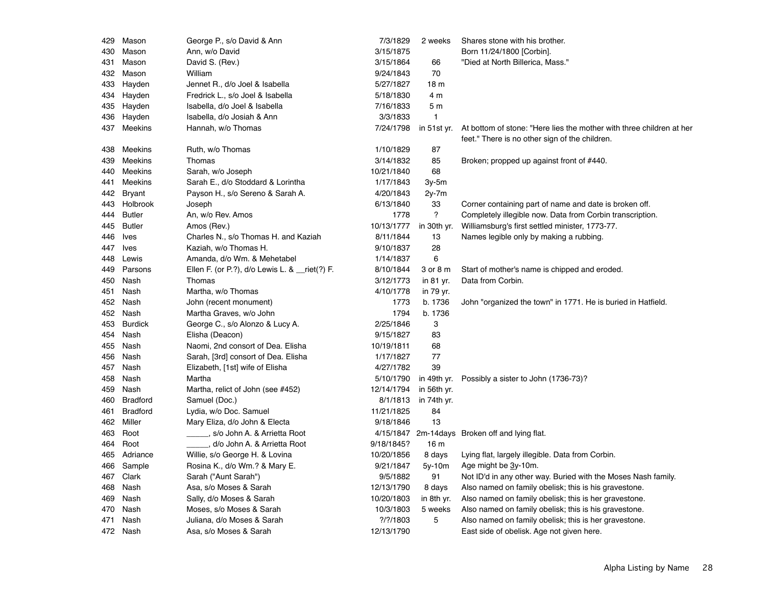| | | | | | |
|---|---|---|---|---|---|
| 429 | Mason | George P., s/o David & Ann | 7/3/1829 | 2 weeks | Shares stone with his brother. |
| 430 | Mason | Ann, w/o David | 3/15/1875 | | Born 11/24/1800 [Corbin]. |
| 431 | Mason | David S. (Rev.) | 3/15/1864 | 66 | "Died at North Billerica, Mass." |
| 432 | Mason | William | 9/24/1843 | 70 | |
| 433 | Hayden | Jennet R., d/o Joel & Isabella | 5/27/1827 | 18 m | |
| 434 | Hayden | Fredrick L., s/o Joel & Isabella | 5/18/1830 | 4 m | |
| 435 | Hayden | Isabella, d/o Joel & Isabella | 7/16/1833 | 5 m | |
| 436 | Hayden | Isabella, d/o Josiah & Ann | 3/3/1833 | 1 | |
| 437 | Meekins | Hannah, w/o Thomas | 7/24/1798 | in 51st yr. | At bottom of stone: "Here lies the mother with three children at her feet." There is no other sign of the children. |
| 438 | Meekins | Ruth, w/o Thomas | 1/10/1829 | 87 | |
| 439 | Meekins | Thomas | 3/14/1832 | 85 | Broken; propped up against front of #440. |
| 440 | Meekins | Sarah, w/o Joseph | 10/21/1840 | 68 | |
| 441 | Meekins | Sarah E., d/o Stoddard & Lorintha | 1/17/1843 | 3y-5m | |
| 442 | Bryant | Payson H., s/o Sereno & Sarah A. | 4/20/1843 | 2y-7m | |
| 443 | Holbrook | Joseph | 6/13/1840 | 33 | Corner containing part of name and date is broken off. |
| 444 | Butler | An, w/o Rev. Amos | 1778 | ? | Completely illegible now. Data from Corbin transcription. |
| 445 | Butler | Amos (Rev.) | 10/13/1777 | in 30th yr. | Williamsburg's first settled minister, 1773-77. |
| 446 | Ives | Charles N., s/o Thomas H. and Kaziah | 8/11/1844 | 13 | Names legible only by making a rubbing. |
| 447 | Ives | Kaziah, w/o Thomas H. | 9/10/1837 | 28 | |
| 448 | Lewis | Amanda, d/o Wm. & Mehetabel | 1/14/1837 | 6 | |
| 449 | Parsons | Ellen F. (or P.?), d/o Lewis L. & __riet(?) F. | 8/10/1844 | 3 or 8 m | Start of mother's name is chipped and eroded. |
| 450 | Nash | Thomas | 3/12/1773 | in 81 yr. | Data from Corbin. |
| 451 | Nash | Martha, w/o Thomas | 4/10/1778 | in 79 yr. | |
| 452 | Nash | John (recent monument) | 1773 | b. 1736 | John "organized the town" in 1771. He is buried in Hatfield. |
| 452 | Nash | Martha Graves, w/o John | 1794 | b. 1736 | |
| 453 | Burdick | George C., s/o Alonzo & Lucy A. | 2/25/1846 | 3 | |
| 454 | Nash | Elisha (Deacon) | 9/15/1827 | 83 | |
| 455 | Nash | Naomi, 2nd consort of Dea. Elisha | 10/19/1811 | 68 | |
| 456 | Nash | Sarah, [3rd] consort of Dea. Elisha | 1/17/1827 | 77 | |
| 457 | Nash | Elizabeth, [1st] wife of Elisha | 4/27/1782 | 39 | |
| 458 | Nash | Martha | 5/10/1790 | in 49th yr. | Possibly a sister to John (1736-73)? |
| 459 | Nash | Martha, relict of John (see #452) | 12/14/1794 | in 56th yr. | |
| 460 | Bradford | Samuel (Doc.) | 8/1/1813 | in 74th yr. | |
| 461 | Bradford | Lydia, w/o Doc. Samuel | 11/21/1825 | 84 | |
| 462 | Miller | Mary Eliza, d/o John & Electa | 9/18/1846 | 13 | |
| 463 | Root | _____, s/o John A. & Arrietta Root | 4/15/1847 | 2m-14days | Broken off and lying flat. |
| 464 | Root | _____, d/o John A. & Arrietta Root | 9/18/1845? | 16 m | |
| 465 | Adriance | Willie, s/o George H. & Lovina | 10/20/1856 | 8 days | Lying flat, largely illegible. Data from Corbin. |
| 466 | Sample | Rosina K., d/o Wm.? & Mary E. | 9/21/1847 | 5y-10m | Age might be 3y-10m. |
| 467 | Clark | Sarah ("Aunt Sarah") | 9/5/1882 | 91 | Not ID'd in any other way. Buried with the Moses Nash family. |
| 468 | Nash | Asa, s/o Moses & Sarah | 12/13/1790 | 8 days | Also named on family obelisk; this is his gravestone. |
| 469 | Nash | Sally, d/o Moses & Sarah | 10/20/1803 | in 8th yr. | Also named on family obelisk; this is her gravestone. |
| 470 | Nash | Moses, s/o Moses & Sarah | 10/3/1803 | 5 weeks | Also named on family obelisk; this is his gravestone. |
| 471 | Nash | Juliana, d/o Moses & Sarah | ?/?/1803 | 5 | Also named on family obelisk; this is her gravestone. |
| 472 | Nash | Asa, s/o Moses & Sarah | 12/13/1790 | | East side of obelisk. Age not given here. |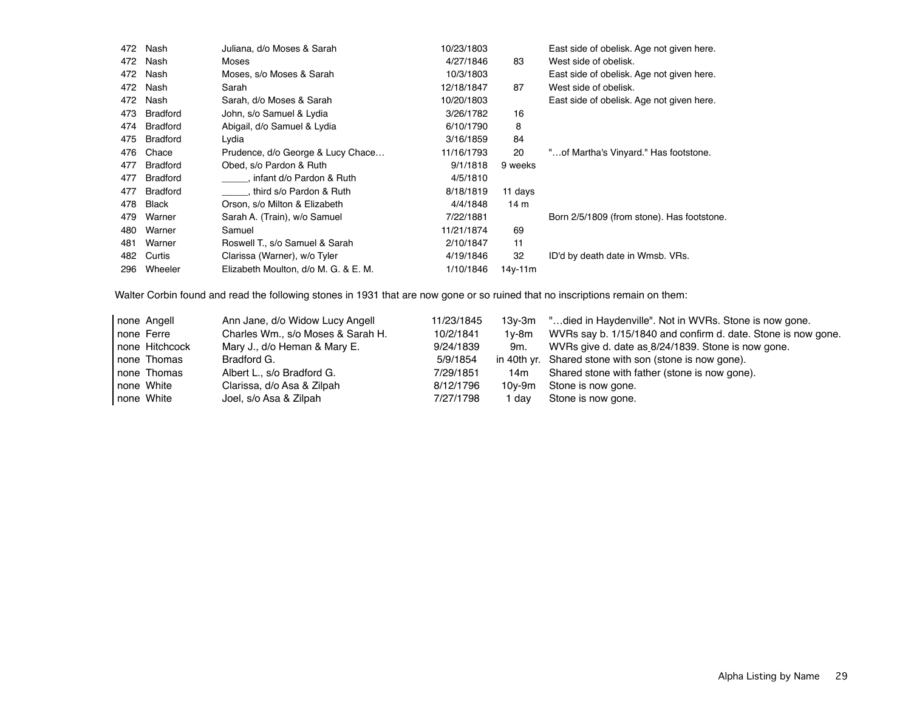| | | | | | |
|---|---|---|---|---|---|
| 472 | Nash | Juliana, d/o Moses & Sarah | 10/23/1803 | | East side of obelisk. Age not given here. |
| 472 | Nash | Moses | 4/27/1846 | 83 | West side of obelisk. |
| 472 | Nash | Moses, s/o Moses & Sarah | 10/3/1803 | | East side of obelisk. Age not given here. |
| 472 | Nash | Sarah | 12/18/1847 | 87 | West side of obelisk. |
| 472 | Nash | Sarah, d/o Moses & Sarah | 10/20/1803 | | East side of obelisk. Age not given here. |
| 473 | Bradford | John, s/o Samuel & Lydia | 3/26/1782 | 16 | |
| 474 | Bradford | Abigail, d/o Samuel & Lydia | 6/10/1790 | 8 | |
| 475 | Bradford | Lydia | 3/16/1859 | 84 | |
| 476 | Chace | Prudence, d/o George & Lucy Chace… | 11/16/1793 | 20 | "…of Martha's Vinyard." Has footstone. |
| 477 | Bradford | Obed, s/o Pardon & Ruth | 9/1/1818 | 9 weeks | |
| 477 | Bradford | _____, infant d/o Pardon & Ruth | 4/5/1810 | | |
| 477 | Bradford | _____, third s/o Pardon & Ruth | 8/18/1819 | 11 days | |
| 478 | Black | Orson, s/o Milton & Elizabeth | 4/4/1848 | 14 m | |
| 479 | Warner | Sarah A. (Train), w/o Samuel | 7/22/1881 | | Born 2/5/1809 (from stone). Has footstone. |
| 480 | Warner | Samuel | 11/21/1874 | 69 | |
| 481 | Warner | Roswell T., s/o Samuel & Sarah | 2/10/1847 | 11 | |
| 482 | Curtis | Clarissa (Warner), w/o Tyler | 4/19/1846 | 32 | ID'd by death date in Wmsb. VRs. |
| 296 | Wheeler | Elizabeth Moulton, d/o M. G. & E. M. | 1/10/1846 | 14y-11m | |

Walter Corbin found and read the following stones in 1931 that are now gone or so ruined that no inscriptions remain on them:

| | | | | | |
|---|---|---|---|---|---|
| none | Angell | Ann Jane, d/o Widow Lucy Angell | 11/23/1845 | 13y-3m | "…died in Haydenville". Not in WVRs. Stone is now gone. |
| none | Ferre | Charles Wm., s/o Moses & Sarah H. | 10/2/1841 | 1y-8m | WVRs say b. 1/15/1840 and confirm d. date. Stone is now gone. |
| none | Hitchcock | Mary J., d/o Heman & Mary E. | 9/24/1839 | 9m. | WVRs give d. date as 8/24/1839. Stone is now gone. |
| none | Thomas | Bradford G. | 5/9/1854 | in 40th yr. | Shared stone with son (stone is now gone). |
| none | Thomas | Albert L., s/o Bradford G. | 7/29/1851 | 14m | Shared stone with father (stone is now gone). |
| none | White | Clarissa, d/o Asa & Zilpah | 8/12/1796 | 10y-9m | Stone is now gone. |
| none | White | Joel, s/o Asa & Zilpah | 7/27/1798 | 1 day | Stone is now gone. |